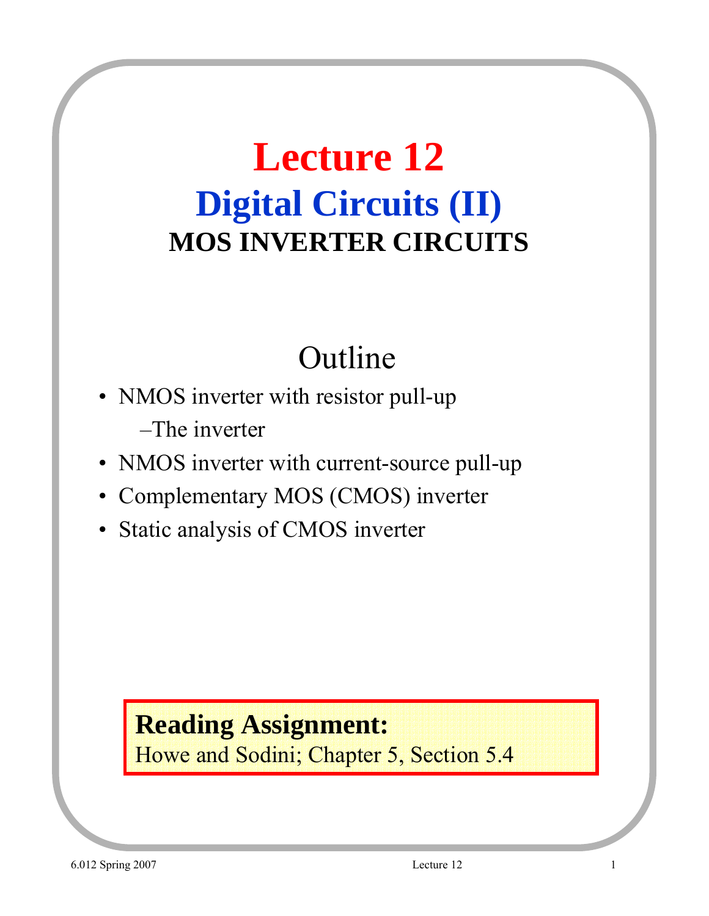# Lecture 12

## Digital Circuits (II)

### MOS INVERTER CIRCUITS

## Outline

- NMOS inverter with resistor pull-up
  - –The inverter
- NMOS inverter with current-source pull-up
- Complementary MOS (CMOS) inverter
- Static analysis of CMOS inverter

**Reading Assignment:**
Howe and Sodini; Chapter 5, Section 5.4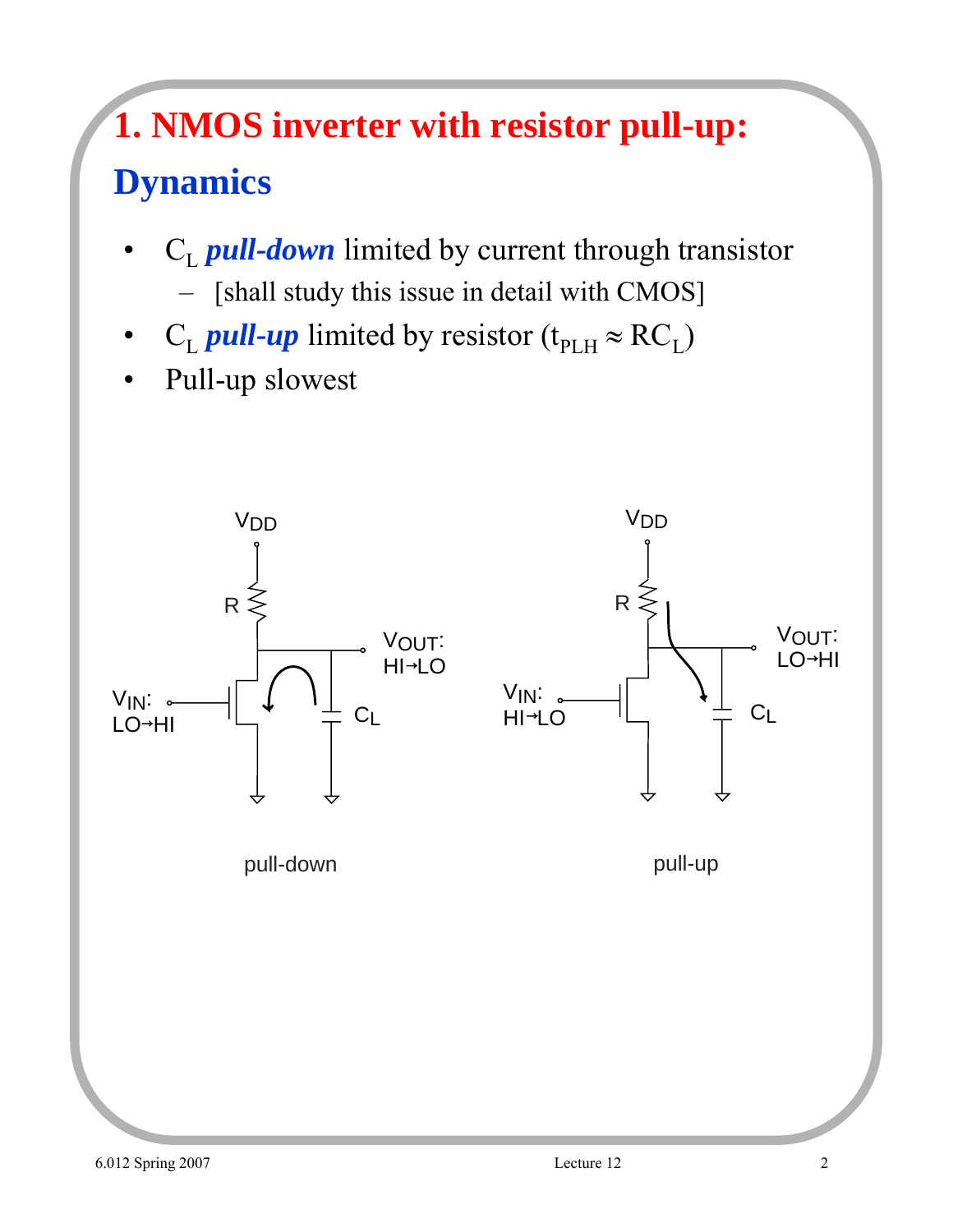# 1. NMOS inverter with resistor pull-up:

## Dynamics

- $C_L$ ***pull-down*** limited by current through transistor
  - [shall study this issue in detail with CMOS]
- $C_L$ ***pull-up*** limited by resistor ($t_{PLH} \approx RC_L$)
- Pull-up slowest

$V_{DD}$ R $V_{OUT}$: HI→LO $V_{IN}$: LO→HI $C_L$

pull-down

$V_{DD}$ R $V_{OUT}$: LO→HI $V_{IN}$: HI→LO $C_L$

pull-up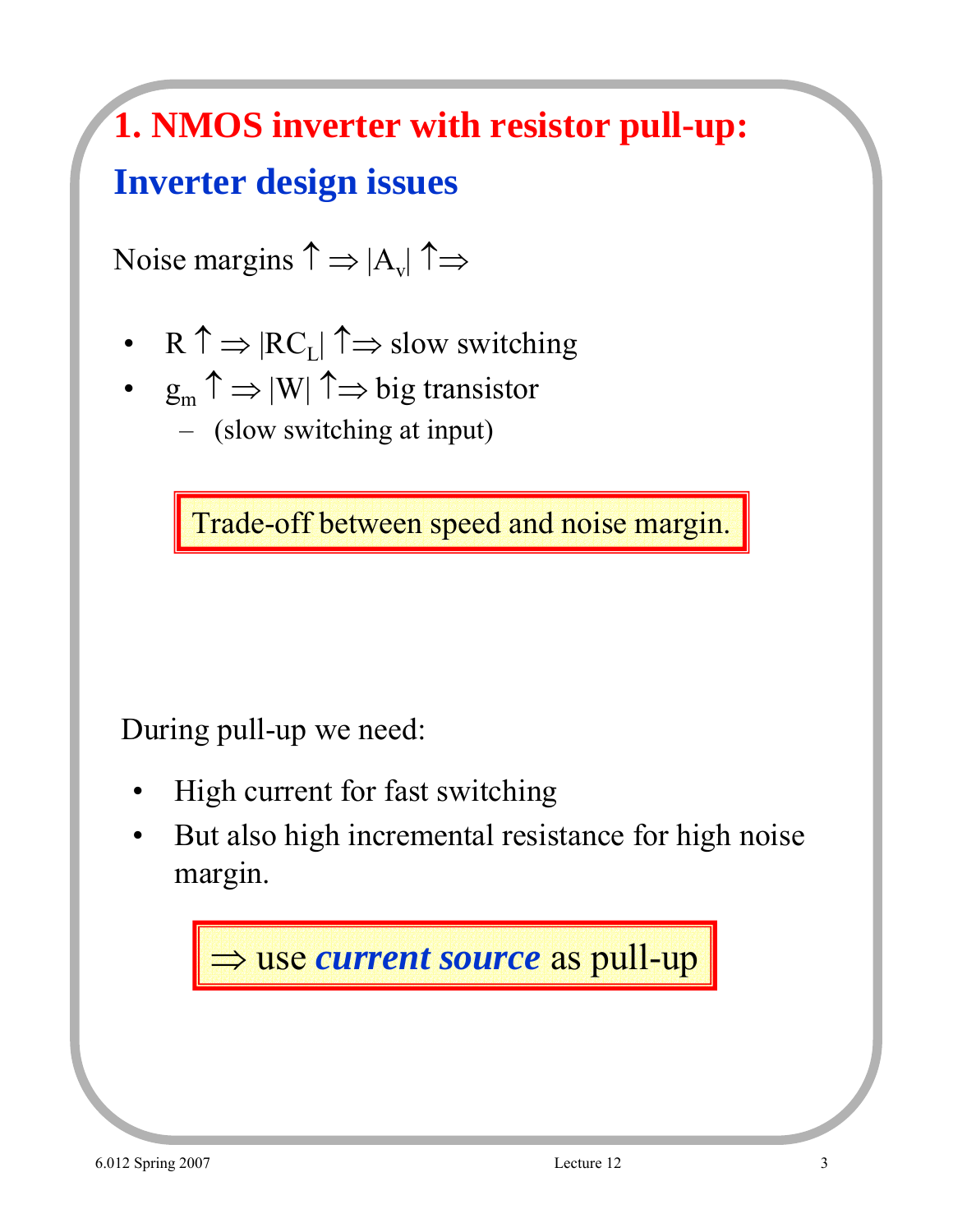# 1. NMOS inverter with resistor pull-up:

## Inverter design issues

Noise margins $\uparrow \Rightarrow |A_v| \uparrow \Rightarrow$

- $R \uparrow \Rightarrow |RC_L| \uparrow \Rightarrow$ slow switching
- $g_m \uparrow \Rightarrow |W| \uparrow \Rightarrow$ big transistor
  - (slow switching at input)

**Trade-off between speed and noise margin.**

During pull-up we need:

- High current for fast switching
- But also high incremental resistance for high noise margin.

**$\Rightarrow$ use *current source* as pull-up**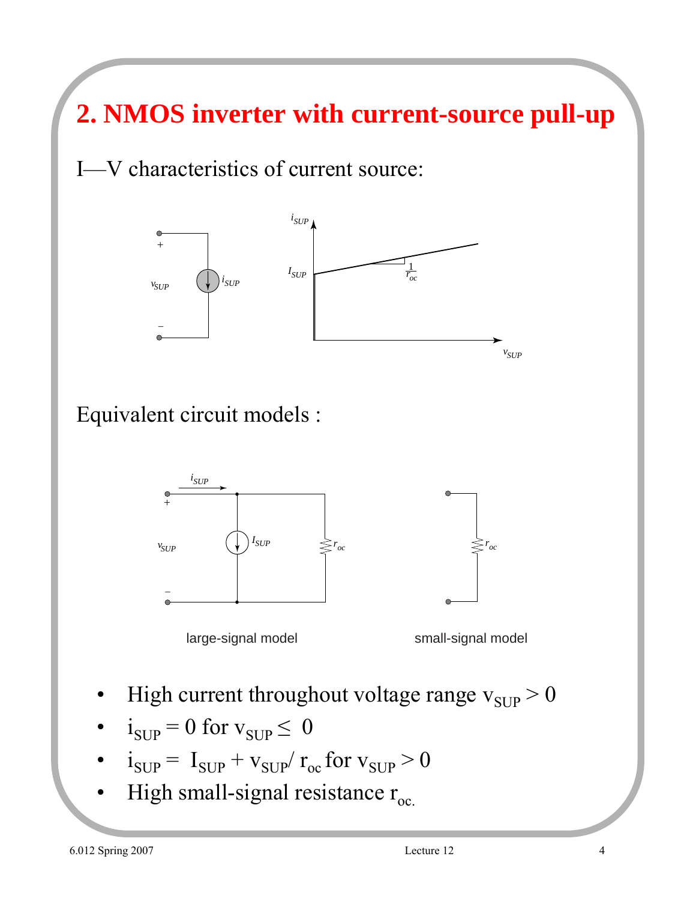# 2. NMOS inverter with current-source pull-up

I—V characteristics of current source:

Equivalent circuit models :

large-signal model

small-signal model

- High current throughout voltage range $v_{SUP} > 0$
- $i_{SUP} = 0$ for $v_{SUP} \leq 0$
- $i_{SUP} = I_{SUP} + v_{SUP}/ r_{oc}$ for $v_{SUP} > 0$
- High small-signal resistance $r_{oc}$.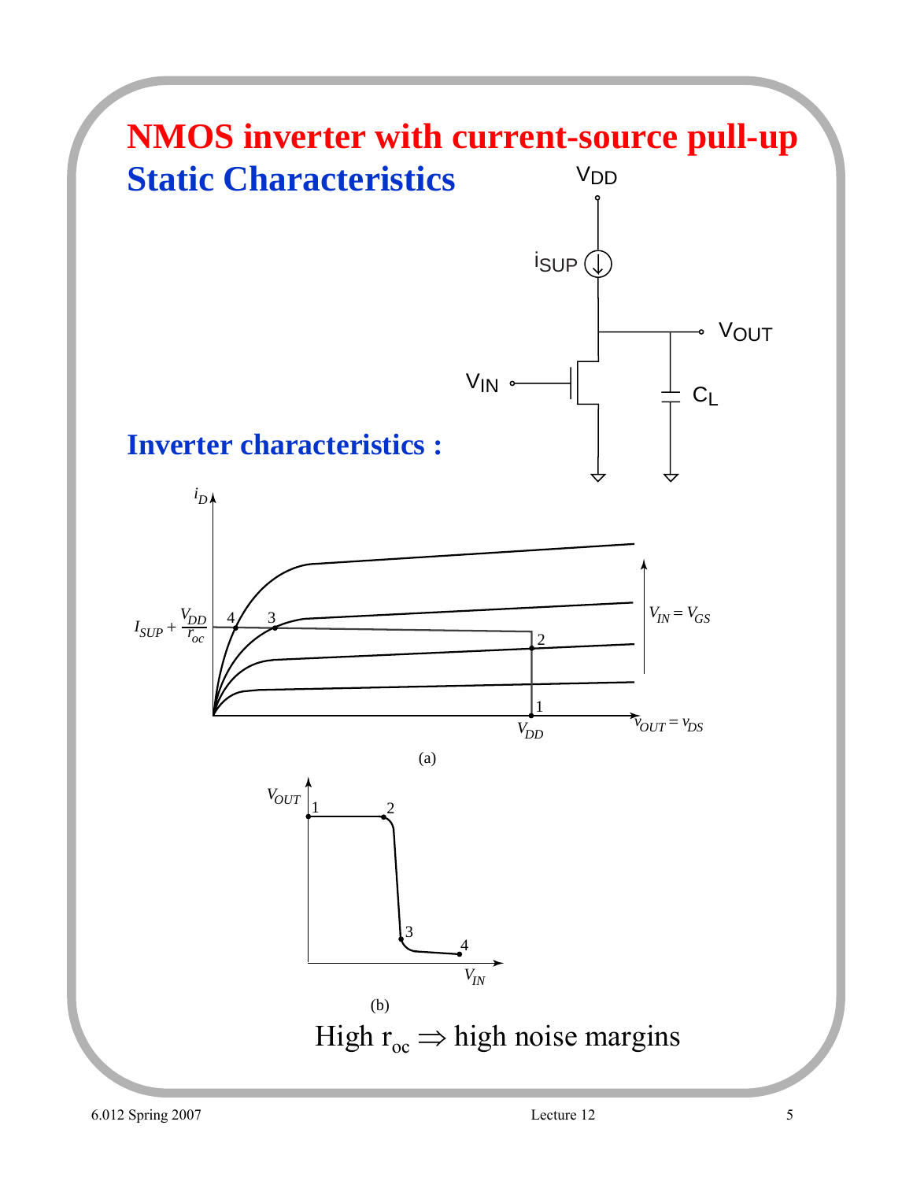# NMOS inverter with current-source pull-up

## Static Characteristics

## Inverter characteristics :

(a)

(b)

High $r_{oc} \Rightarrow$ high noise margins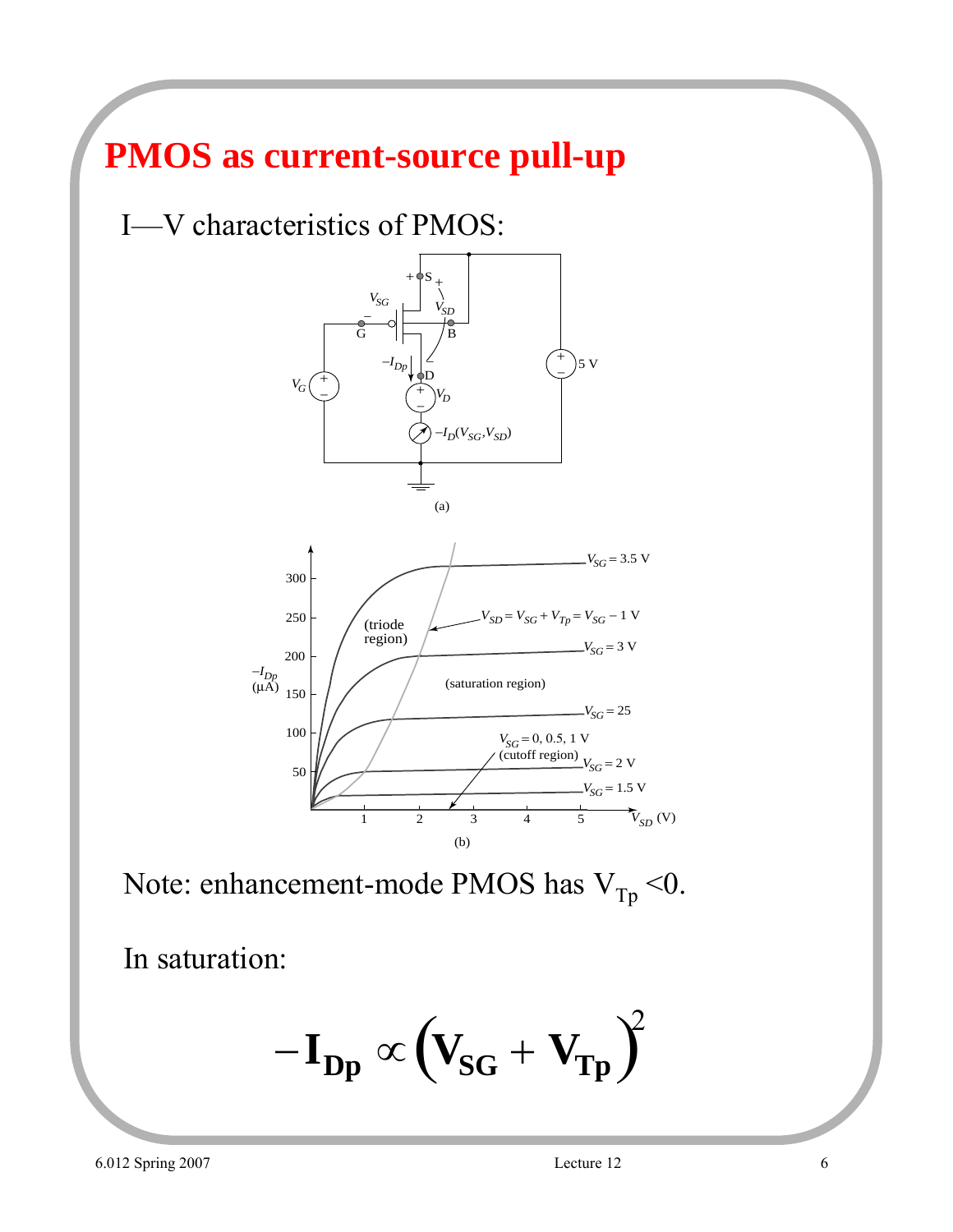# PMOS as current-source pull-up

I—V characteristics of PMOS:

(a)

(b)

Note: enhancement-mode PMOS has $V_{Tp} < 0$.

In saturation:

$$-\mathbf{I_{Dp}} \propto \left(\mathbf{V_{SG}} + \mathbf{V_{Tp}}\right)^2$$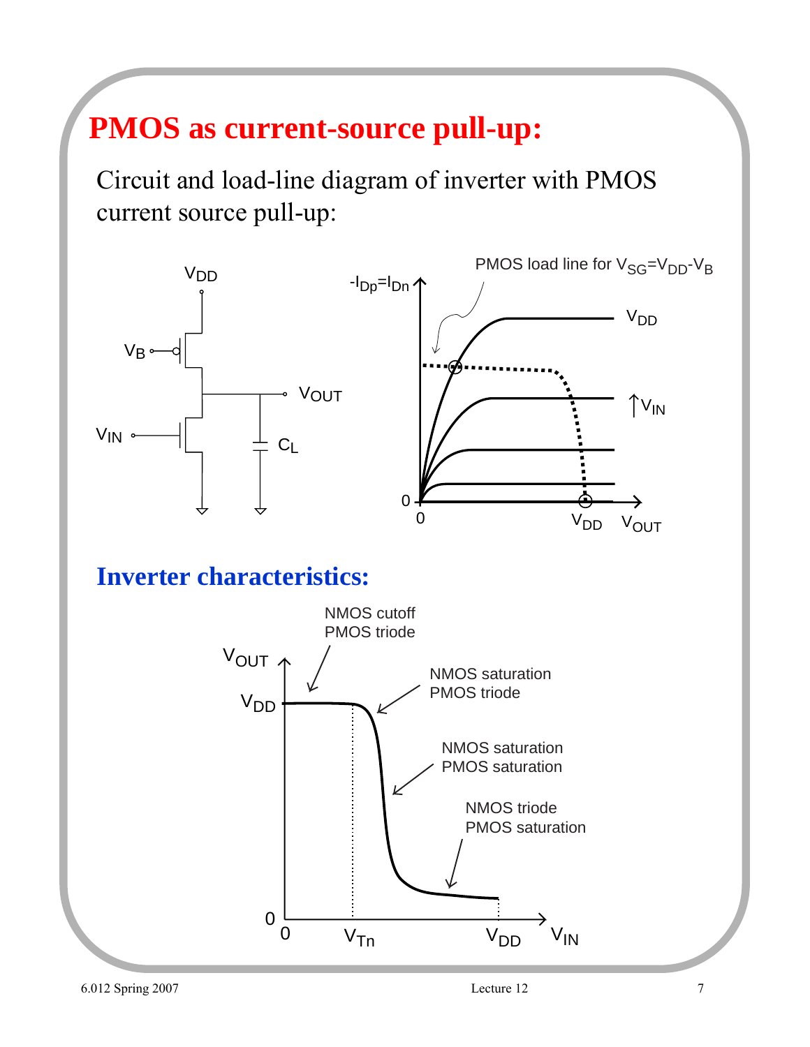# PMOS as current-source pull-up:

Circuit and load-line diagram of inverter with PMOS current source pull-up:

## Inverter characteristics: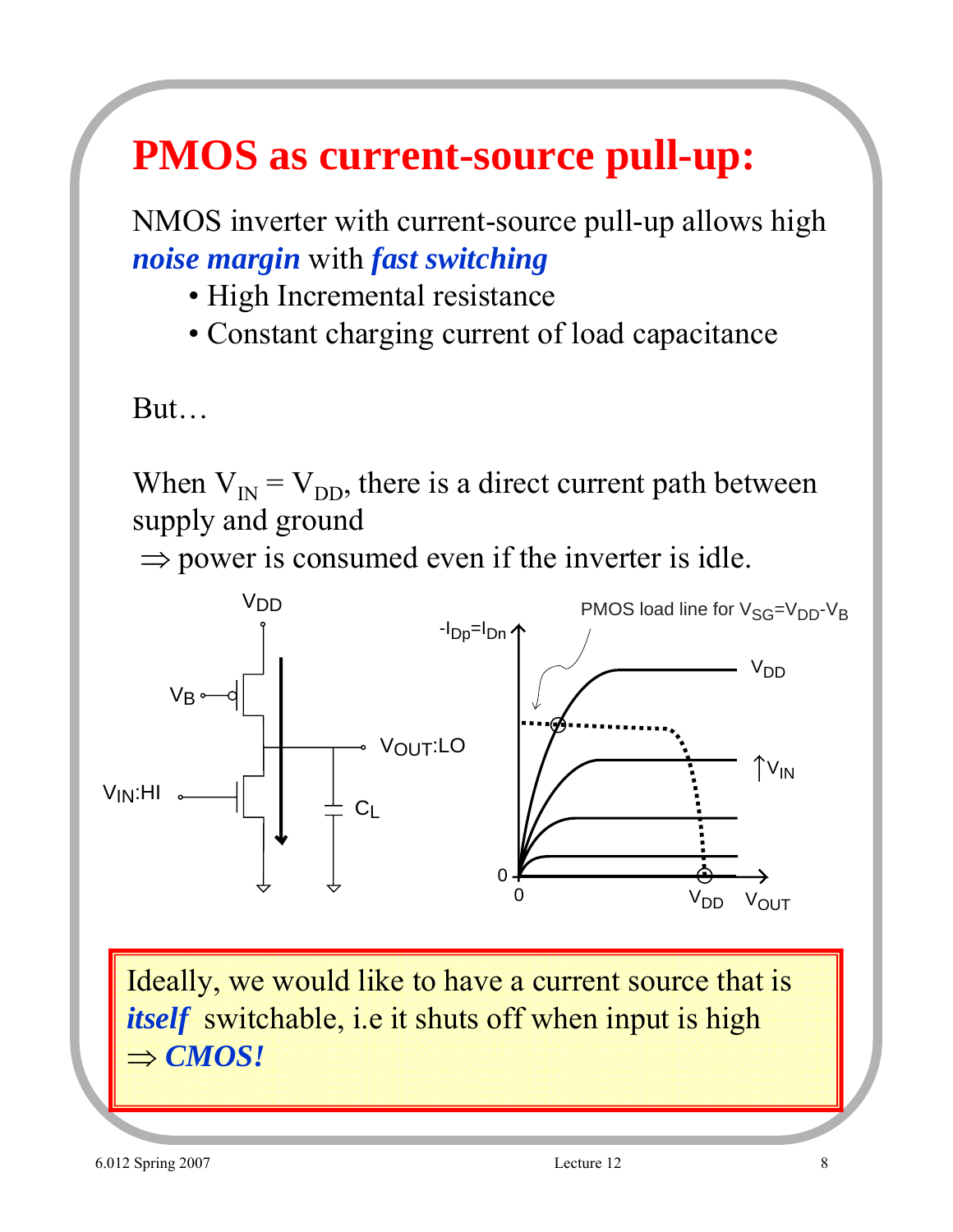# PMOS as current-source pull-up:

NMOS inverter with current-source pull-up allows high ***noise margin*** with ***fast switching***

- High Incremental resistance
- Constant charging current of load capacitance

But…

When $V_{IN} = V_{DD}$, there is a direct current path between supply and ground

$\Rightarrow$ power is consumed even if the inverter is idle.

Ideally, we would like to have a current source that is ***itself*** switchable, i.e it shuts off when input is high
$\Rightarrow$ ***CMOS!***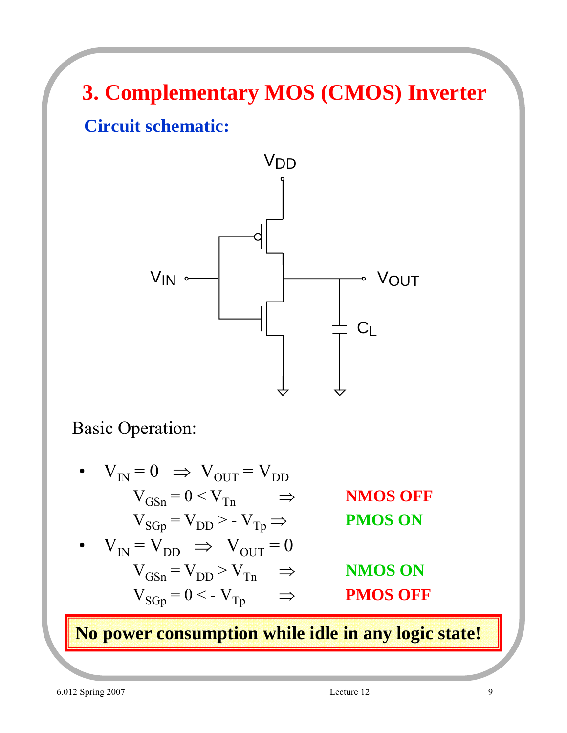# 3. Complementary MOS (CMOS) Inverter

## Circuit schematic:

Basic Operation:

- $V_{IN} = 0 \;\Rightarrow\; V_{OUT} = V_{DD}$
  - $V_{GSn} = 0 < V_{Tn} \;\Rightarrow$ **NMOS OFF**
  - $V_{SGp} = V_{DD} > -V_{Tp} \Rightarrow$ **PMOS ON**
- $V_{IN} = V_{DD} \;\Rightarrow\; V_{OUT} = 0$
  - $V_{GSn} = V_{DD} > V_{Tn} \;\Rightarrow$ **NMOS ON**
  - $V_{SGp} = 0 < -V_{Tp} \;\Rightarrow$ **PMOS OFF**

**No power consumption while idle in any logic state!**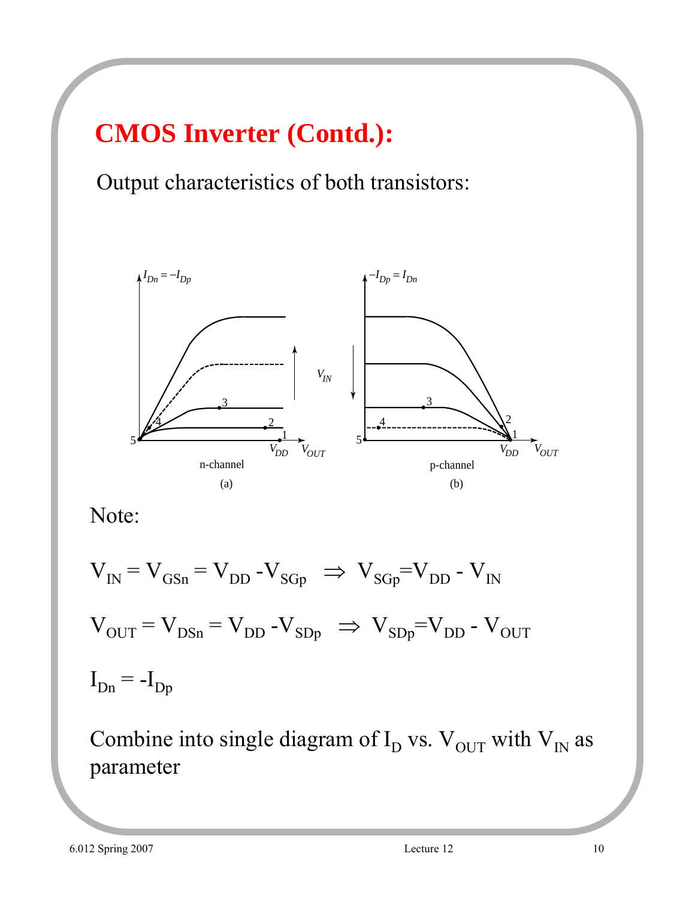# CMOS Inverter (Contd.):

Output characteristics of both transistors:

n-channel

(a)

p-channel

(b)

Note:

$$V_{IN} = V_{GSn} = V_{DD} - V_{SGp} \;\Rightarrow\; V_{SGp} = V_{DD} - V_{IN}$$

$$V_{OUT} = V_{DSn} = V_{DD} - V_{SDp} \;\Rightarrow\; V_{SDp} = V_{DD} - V_{OUT}$$

$$I_{Dn} = -I_{Dp}$$

Combine into single diagram of $I_D$ vs. $V_{OUT}$ with $V_{IN}$ as parameter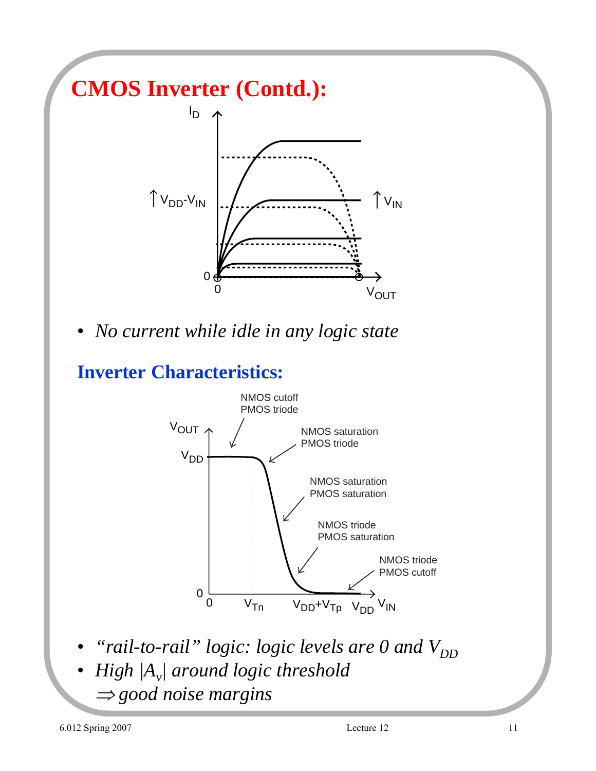# CMOS Inverter (Contd.):

- *No current while idle in any logic state*

## Inverter Characteristics:

- *"rail-to-rail" logic: logic levels are 0 and $V_{DD}$*
- *High $|A_v|$ around logic threshold*
  $\Rightarrow$ *good noise margins*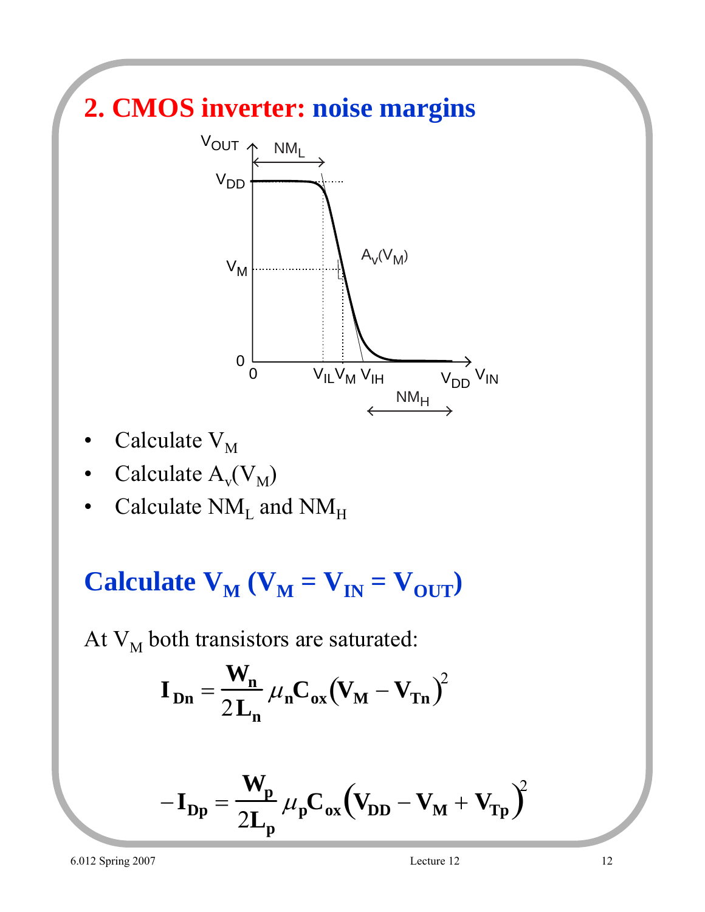## 2. CMOS inverter: noise margins

- Calculate $V_M$
- Calculate $A_v(V_M)$
- Calculate $NM_L$ and $NM_H$

## Calculate $V_M$ ($V_M = V_{IN} = V_{OUT}$)

At $V_M$ both transistors are saturated:

$$\mathbf{I_{Dn} = \frac{W_n}{2L_n} \mu_n C_{ox} (V_M - V_{Tn})^2}$$

$$\mathbf{-I_{Dp} = \frac{W_p}{2L_p} \mu_p C_{ox} (V_{DD} - V_M + V_{Tp})^2}$$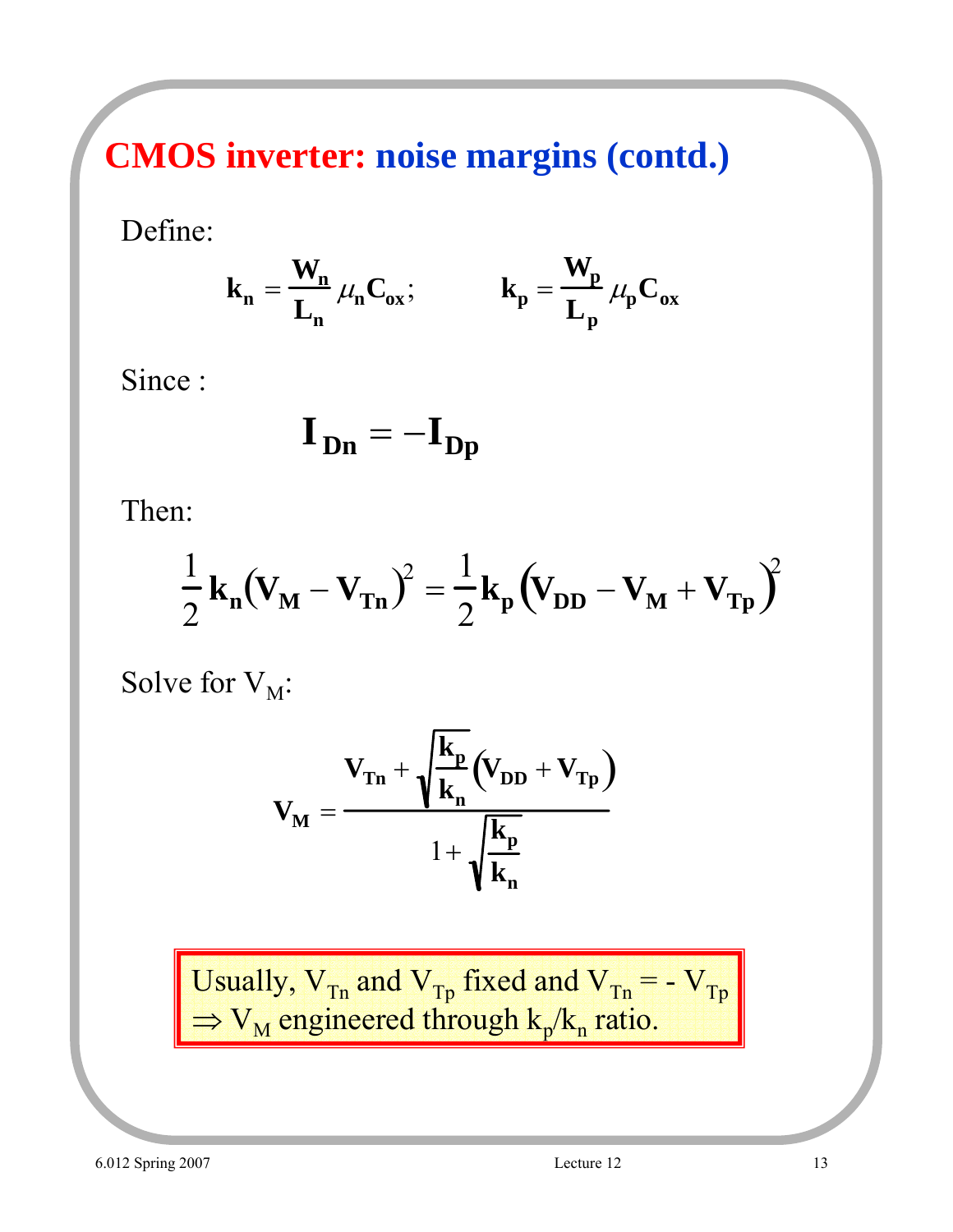# CMOS inverter: noise margins (contd.)

Define:

$$\mathbf{k_n} = \frac{\mathbf{W_n}}{\mathbf{L_n}} \mu_n \mathbf{C_{ox}}; \qquad \mathbf{k_p} = \frac{\mathbf{W_p}}{\mathbf{L_p}} \mu_p \mathbf{C_{ox}}$$

Since :

$$\mathbf{I_{Dn}} = -\mathbf{I_{Dp}}$$

Then:

$$\frac{1}{2}\mathbf{k_n}\left(\mathbf{V_M} - \mathbf{V_{Tn}}\right)^2 = \frac{1}{2}\mathbf{k_p}\left(\mathbf{V_{DD}} - \mathbf{V_M} + \mathbf{V_{Tp}}\right)^2$$

Solve for $V_M$:

$$\mathbf{V_M} = \frac{\mathbf{V_{Tn}} + \sqrt{\frac{\mathbf{k_p}}{\mathbf{k_n}}}\left(\mathbf{V_{DD}} + \mathbf{V_{Tp}}\right)}{1 + \sqrt{\frac{\mathbf{k_p}}{\mathbf{k_n}}}}$$

Usually, $V_{Tn}$ and $V_{Tp}$ fixed and $V_{Tn} = -V_{Tp}$
$\Rightarrow$ $V_M$ engineered through $k_p/k_n$ ratio.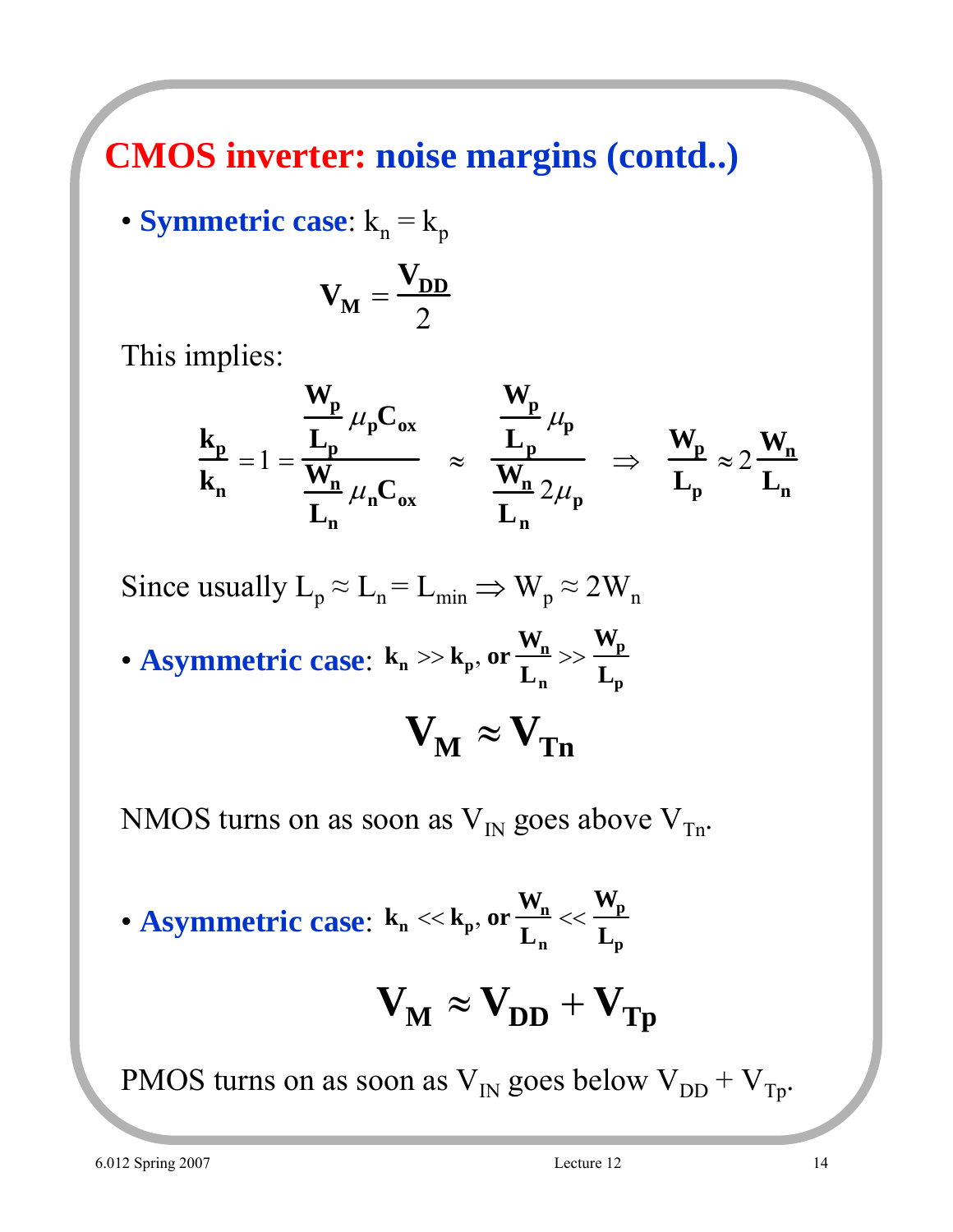# CMOS inverter: noise margins (contd..)

- **Symmetric case**: $k_n = k_p$

$$\mathbf{V_M} = \frac{\mathbf{V_{DD}}}{2}$$

This implies:

$$\frac{\mathbf{k_p}}{\mathbf{k_n}} = 1 = \frac{\frac{\mathbf{W_p}}{\mathbf{L_p}}\mu_\mathbf{p}\mathbf{C_{ox}}}{\frac{\mathbf{W_n}}{\mathbf{L_n}}\mu_\mathbf{n}\mathbf{C_{ox}}} \approx \frac{\frac{\mathbf{W_p}}{\mathbf{L_p}}\mu_\mathbf{p}}{\frac{\mathbf{W_n}}{\mathbf{L_n}}2\mu_\mathbf{p}} \Rightarrow \frac{\mathbf{W_p}}{\mathbf{L_p}} \approx 2\frac{\mathbf{W_n}}{\mathbf{L_n}}$$

Since usually $L_p \approx L_n = L_{min} \Rightarrow W_p \approx 2W_n$

- **Asymmetric case**: $\mathbf{k_n >> k_p}$, **or** $\frac{\mathbf{W_n}}{\mathbf{L_n}} >> \frac{\mathbf{W_p}}{\mathbf{L_p}}$

$$\mathbf{V_M} \approx \mathbf{V_{Tn}}$$

NMOS turns on as soon as $V_{IN}$ goes above $V_{Tn}$.

- **Asymmetric case**: $\mathbf{k_n << k_p}$, **or** $\frac{\mathbf{W_n}}{\mathbf{L_n}} << \frac{\mathbf{W_p}}{\mathbf{L_p}}$

$$\mathbf{V_M} \approx \mathbf{V_{DD}} + \mathbf{V_{Tp}}$$

PMOS turns on as soon as $V_{IN}$ goes below $V_{DD} + V_{Tp}$.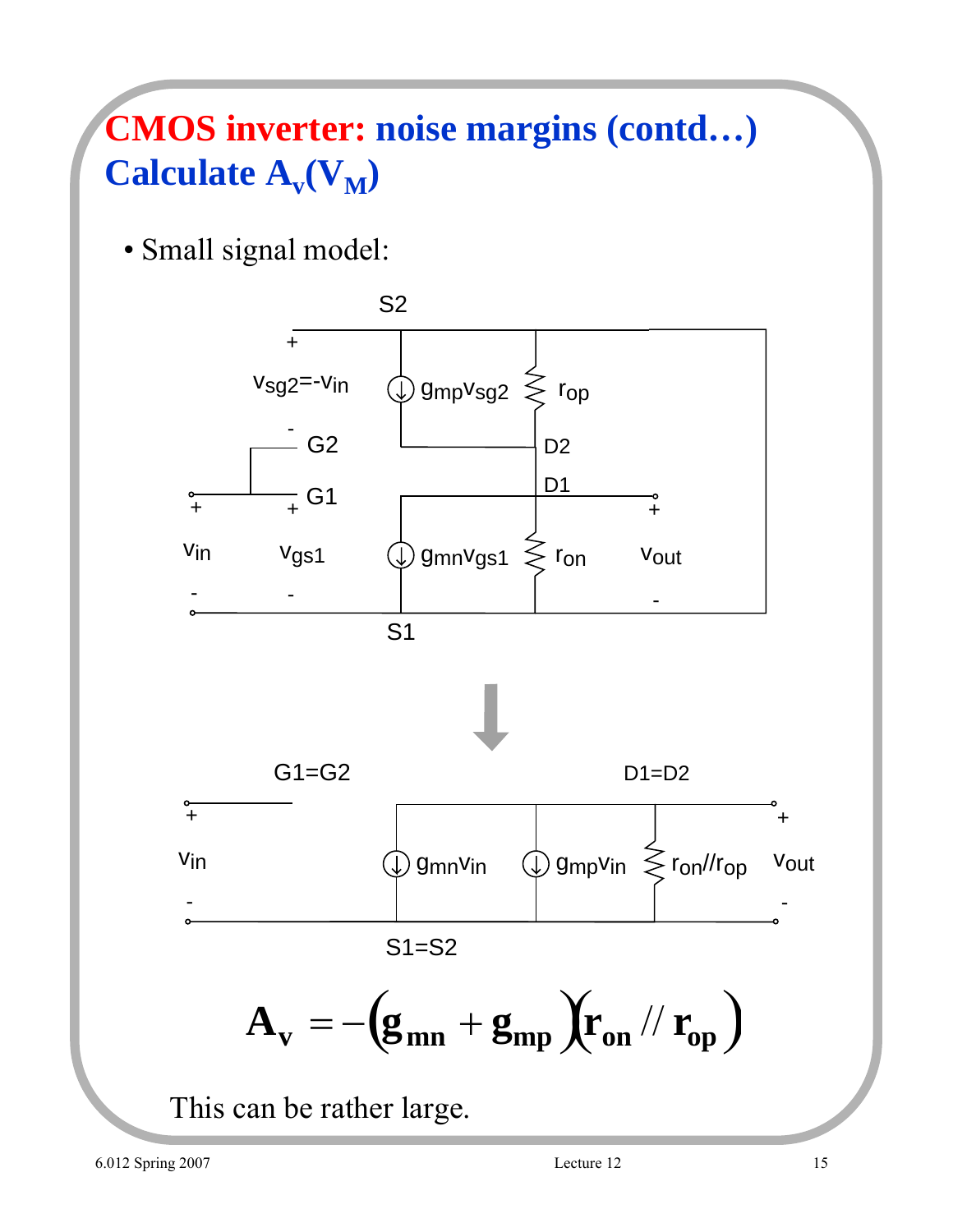# CMOS inverter: noise margins (contd…)
# Calculate $A_v(V_M)$

- Small signal model:

$$A_v = -\left(g_{mn} + g_{mp}\right)\left(r_{on} // r_{op}\right)$$

This can be rather large.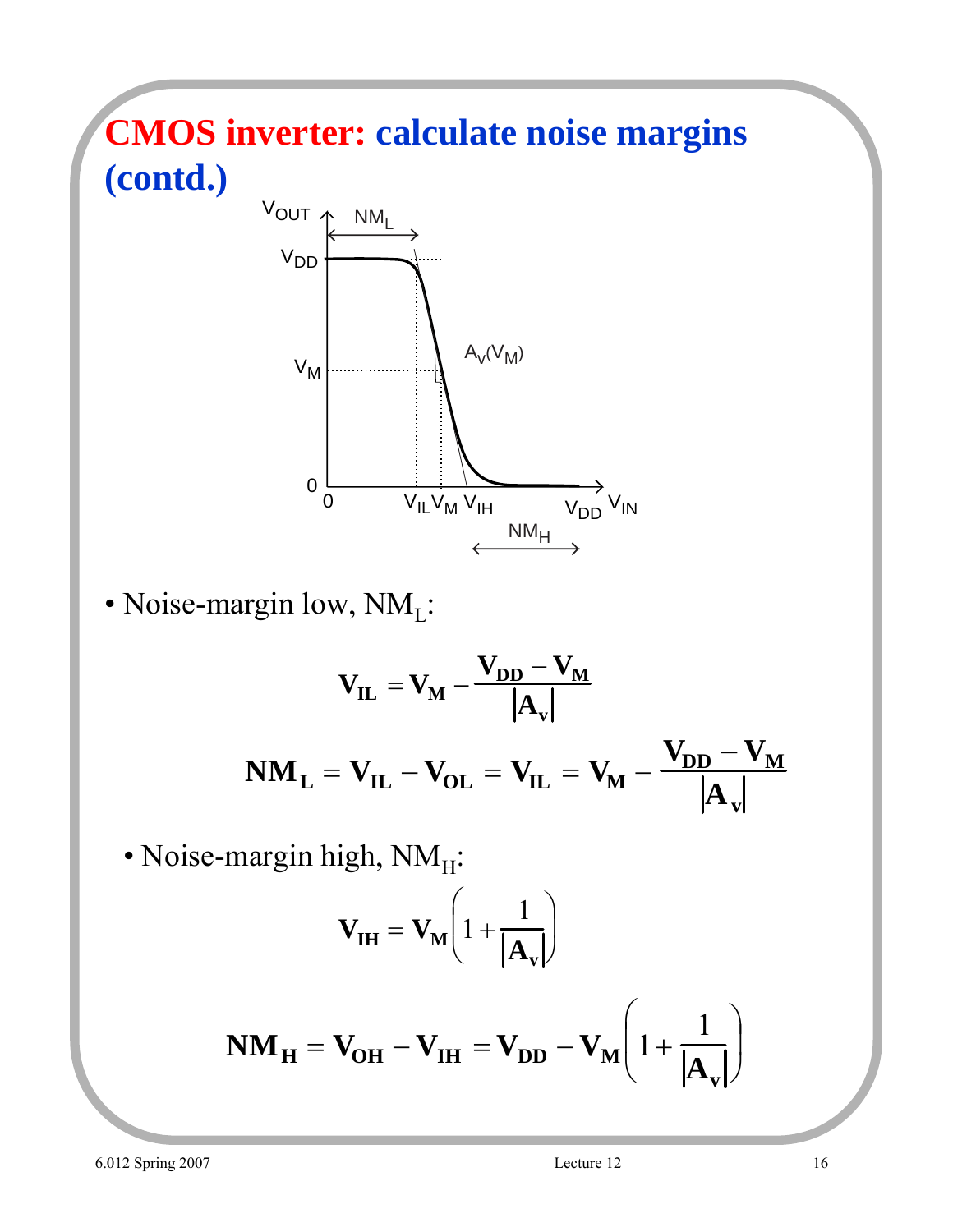# CMOS inverter: calculate noise margins (contd.)

- Noise-margin low, $NM_L$:

$$V_{IL} = V_M - \frac{V_{DD} - V_M}{|A_v|}$$

$$NM_L = V_{IL} - V_{OL} = V_{IL} = V_M - \frac{V_{DD} - V_M}{|A_v|}$$

- Noise-margin high, $NM_H$:

$$V_{IH} = V_M\left(1 + \frac{1}{|A_v|}\right)$$

$$NM_H = V_{OH} - V_{IH} = V_{DD} - V_M\left(1 + \frac{1}{|A_v|}\right)$$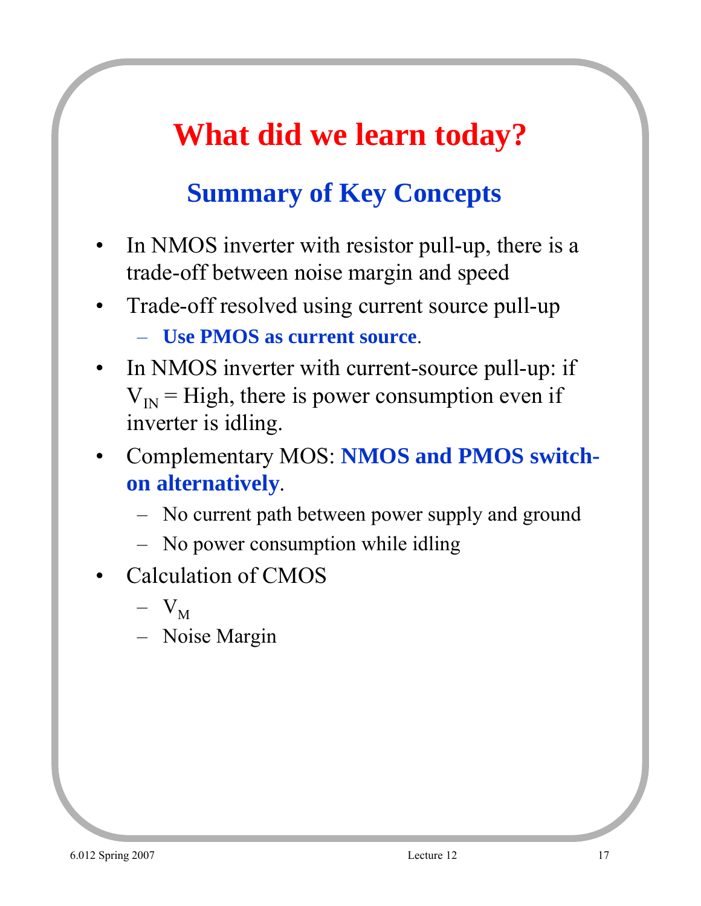# What did we learn today?

## Summary of Key Concepts

- In NMOS inverter with resistor pull-up, there is a trade-off between noise margin and speed
- Trade-off resolved using current source pull-up
  - **Use PMOS as current source**.
- In NMOS inverter with current-source pull-up: if $V_{IN}$ = High, there is power consumption even if inverter is idling.
- Complementary MOS: **NMOS and PMOS switch-on alternatively**.
  - No current path between power supply and ground
  - No power consumption while idling
- Calculation of CMOS
  - $V_M$
  - Noise Margin